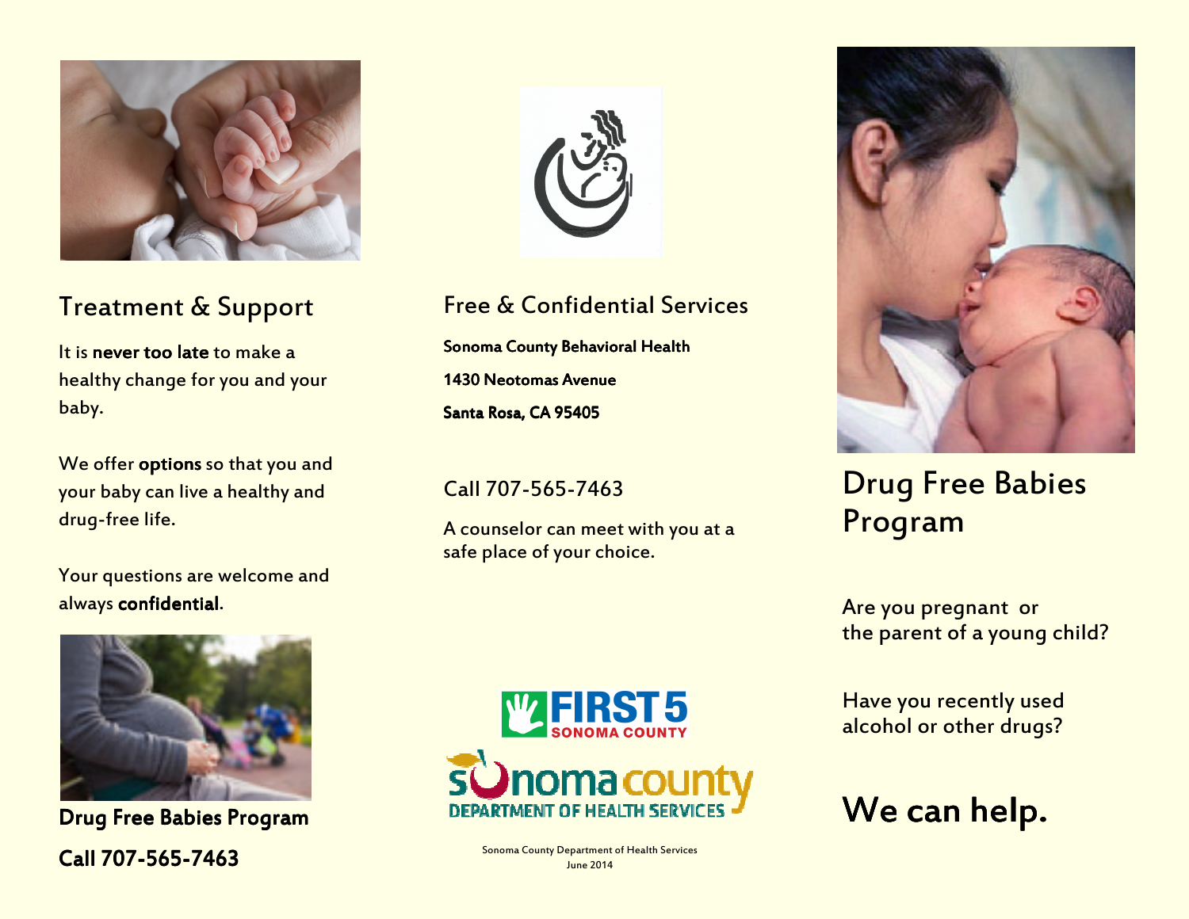## Treatment & Support

It is **never too late** to make a healthy change for you and your baby.

We offer **options** so that you and your baby can live a healthy and drug-free life.

Your questions are welcome and always **confidential**.

**Drug Free Babies Program**

**Call 707-565-7463**

## Free & Confidential Services

**Sonoma County Behavioral Health**

**1430 Neotomas Avenue**

**Santa Rosa, CA 95405**

Call 707-565-7463

A counselor can meet with you at a safe place of your choice.

FIRST 5 SONOMA COUNTY

sonoma county DEPARTMENT OF HEALTH SERVICES

Sonoma County Department of Health Services
June 2014

# Drug Free Babies Program

Are you pregnant or the parent of a young child?

Have you recently used alcohol or other drugs?

## We can help.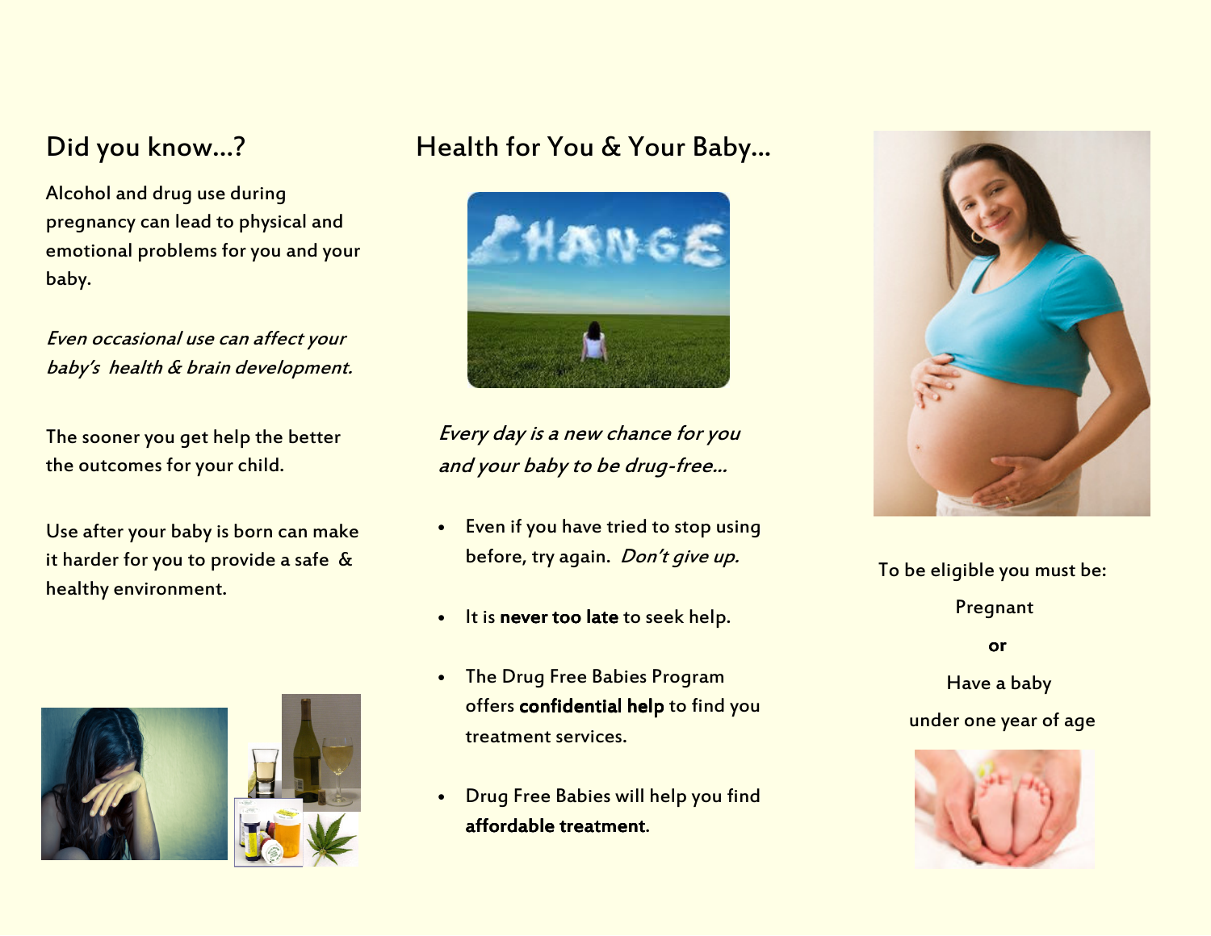## Did you know...?

Alcohol and drug use during pregnancy can lead to physical and emotional problems for you and your baby.

*Even occasional use can affect your baby's health & brain development.*

The sooner you get help the better the outcomes for your child.

Use after your baby is born can make it harder for you to provide a safe & healthy environment.

## Health for You & Your Baby...

*Every day is a new chance for you and your baby to be drug-free...*

- Even if you have tried to stop using before, try again. *Don't give up.*
- It is **never too late** to seek help.
- The Drug Free Babies Program offers **confidential help** to find you treatment services.
- Drug Free Babies will help you find **affordable treatment.**

To be eligible you must be:

Pregnant

**or**

Have a baby

under one year of age